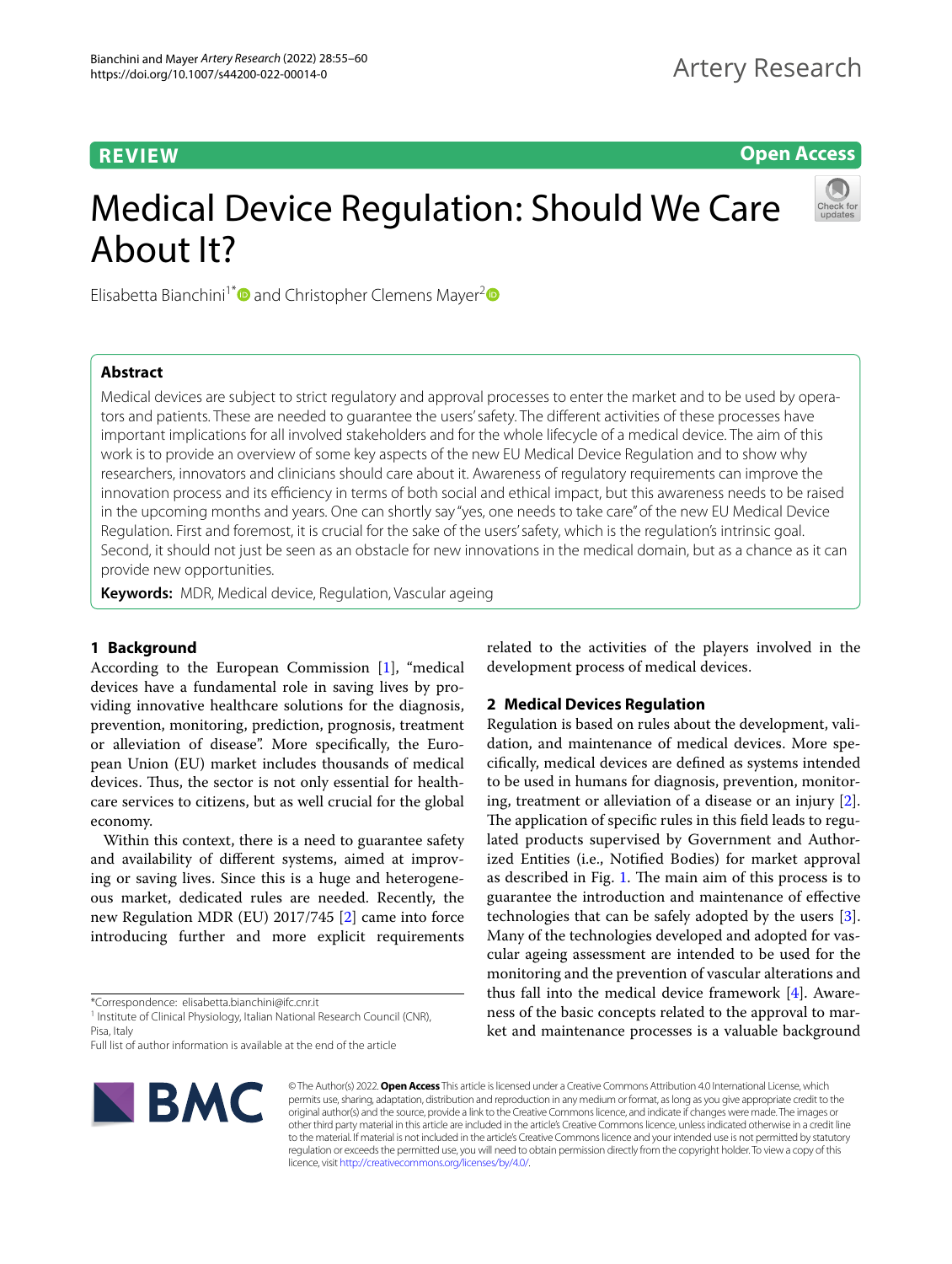REVIEW

Open Access

# Medical Device Regulation: Should We Care About It?

Elisabetta Bianchini[1*] and Christopher Clemens Mayer[2]

## Abstract

Medical devices are subject to strict regulatory and approval processes to enter the market and to be used by operators and patients. These are needed to guarantee the users' safety. The different activities of these processes have important implications for all involved stakeholders and for the whole lifecycle of a medical device. The aim of this work is to provide an overview of some key aspects of the new EU Medical Device Regulation and to show why researchers, innovators and clinicians should care about it. Awareness of regulatory requirements can improve the innovation process and its efficiency in terms of both social and ethical impact, but this awareness needs to be raised in the upcoming months and years. One can shortly say "yes, one needs to take care" of the new EU Medical Device Regulation. First and foremost, it is crucial for the sake of the users' safety, which is the regulation's intrinsic goal. Second, it should not just be seen as an obstacle for new innovations in the medical domain, but as a chance as it can provide new opportunities.

**Keywords:** MDR, Medical device, Regulation, Vascular ageing

## 1 Background

According to the European Commission [1], "medical devices have a fundamental role in saving lives by providing innovative healthcare solutions for the diagnosis, prevention, monitoring, prediction, prognosis, treatment or alleviation of disease". More specifically, the European Union (EU) market includes thousands of medical devices. Thus, the sector is not only essential for healthcare services to citizens, but as well crucial for the global economy.

Within this context, there is a need to guarantee safety and availability of different systems, aimed at improving or saving lives. Since this is a huge and heterogeneous market, dedicated rules are needed. Recently, the new Regulation MDR (EU) 2017/745 [2] came into force introducing further and more explicit requirements related to the activities of the players involved in the development process of medical devices.

## 2 Medical Devices Regulation

Regulation is based on rules about the development, validation, and maintenance of medical devices. More specifically, medical devices are defined as systems intended to be used in humans for diagnosis, prevention, monitoring, treatment or alleviation of a disease or an injury [2]. The application of specific rules in this field leads to regulated products supervised by Government and Authorized Entities (i.e., Notified Bodies) for market approval as described in Fig. 1. The main aim of this process is to guarantee the introduction and maintenance of effective technologies that can be safely adopted by the users [3]. Many of the technologies developed and adopted for vascular ageing assessment are intended to be used for the monitoring and the prevention of vascular alterations and thus fall into the medical device framework [4]. Awareness of the basic concepts related to the approval to market and maintenance processes is a valuable background

*Correspondence: elisabetta.bianchini@ifc.cnr.it

[1] Institute of Clinical Physiology, Italian National Research Council (CNR), Pisa, Italy

Full list of author information is available at the end of the article

© The Author(s) 2022. **Open Access** This article is licensed under a Creative Commons Attribution 4.0 International License, which permits use, sharing, adaptation, distribution and reproduction in any medium or format, as long as you give appropriate credit to the original author(s) and the source, provide a link to the Creative Commons licence, and indicate if changes were made. The images or other third party material in this article are included in the article's Creative Commons licence, unless indicated otherwise in a credit line to the material. If material is not included in the article's Creative Commons licence and your intended use is not permitted by statutory regulation or exceeds the permitted use, you will need to obtain permission directly from the copyright holder. To view a copy of this licence, visit http://creativecommons.org/licenses/by/4.0/.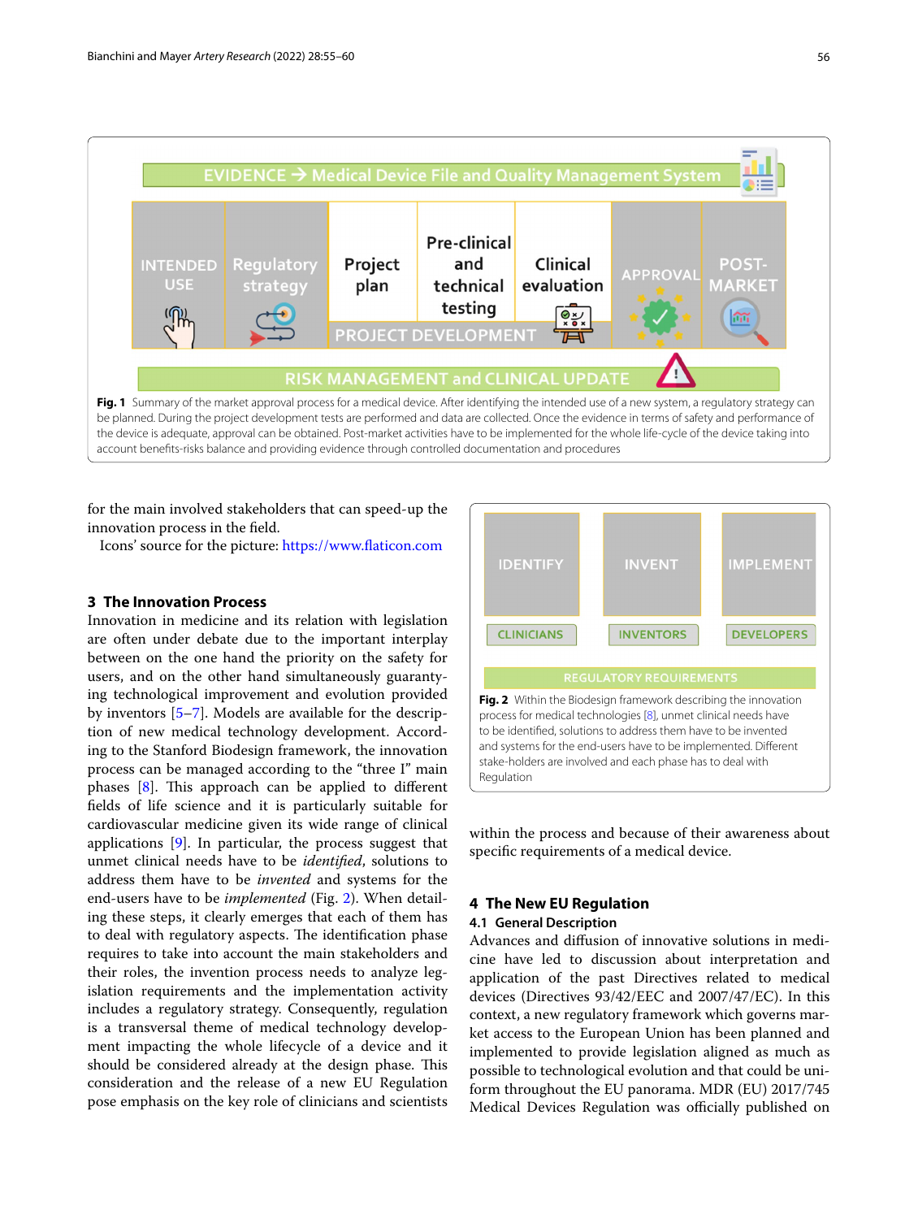Fig. 1 Summary of the market approval process for a medical device. After identifying the intended use of a new system, a regulatory strategy can be planned. During the project development tests are performed and data are collected. Once the evidence in terms of safety and performance of the device is adequate, approval can be obtained. Post-market activities have to be implemented for the whole life-cycle of the device taking into account benefits-risks balance and providing evidence through controlled documentation and procedures

for the main involved stakeholders that can speed-up the innovation process in the field.

Icons' source for the picture: https://www.flaticon.com

## 3 The Innovation Process

Innovation in medicine and its relation with legislation are often under debate due to the important interplay between on the one hand the priority on the safety for users, and on the other hand simultaneously guaranty-ing technological improvement and evolution provided by inventors [5–7]. Models are available for the description of new medical technology development. According to the Stanford Biodesign framework, the innovation process can be managed according to the "three I" main phases [8]. This approach can be applied to different fields of life science and it is particularly suitable for cardiovascular medicine given its wide range of clinical applications [9]. In particular, the process suggest that unmet clinical needs have to be *identified*, solutions to address them have to be *invented* and systems for the end-users have to be *implemented* (Fig. 2). When detailing these steps, it clearly emerges that each of them has to deal with regulatory aspects. The identification phase requires to take into account the main stakeholders and their roles, the invention process needs to analyze legislation requirements and the implementation activity includes a regulatory strategy. Consequently, regulation is a transversal theme of medical technology development impacting the whole lifecycle of a device and it should be considered already at the design phase. This consideration and the release of a new EU Regulation pose emphasis on the key role of clinicians and scientists within the process and because of their awareness about specific requirements of a medical device.

Fig. 2 Within the Biodesign framework describing the innovation process for medical technologies [8], unmet clinical needs have to be identified, solutions to address them have to be invented and systems for the end-users have to be implemented. Different stake-holders are involved and each phase has to deal with Regulation

## 4 The New EU Regulation

### 4.1 General Description

Advances and diffusion of innovative solutions in medicine have led to discussion about interpretation and application of the past Directives related to medical devices (Directives 93/42/EEC and 2007/47/EC). In this context, a new regulatory framework which governs market access to the European Union has been planned and implemented to provide legislation aligned as much as possible to technological evolution and that could be uniform throughout the EU panorama. MDR (EU) 2017/745 Medical Devices Regulation was officially published on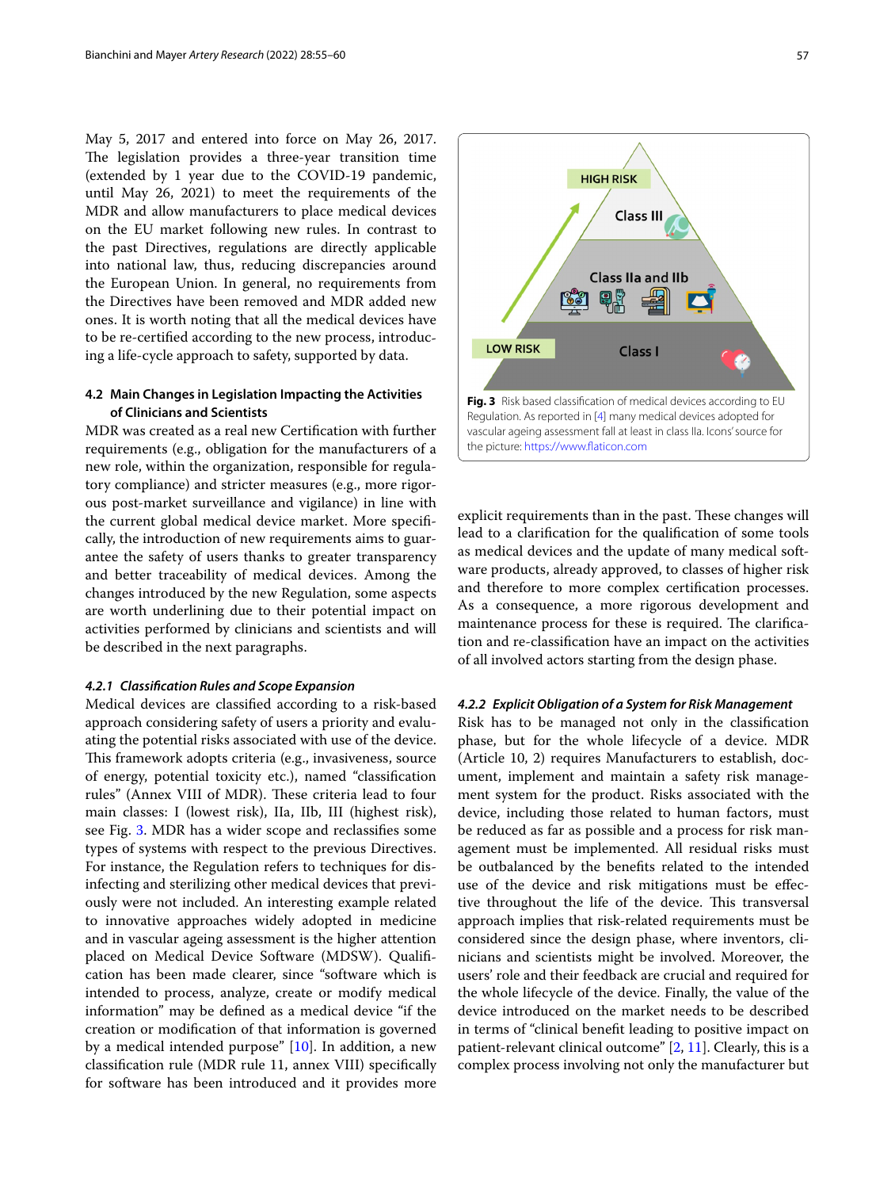May 5, 2017 and entered into force on May 26, 2017. The legislation provides a three-year transition time (extended by 1 year due to the COVID-19 pandemic, until May 26, 2021) to meet the requirements of the MDR and allow manufacturers to place medical devices on the EU market following new rules. In contrast to the past Directives, regulations are directly applicable into national law, thus, reducing discrepancies around the European Union. In general, no requirements from the Directives have been removed and MDR added new ones. It is worth noting that all the medical devices have to be re-certified according to the new process, introducing a life-cycle approach to safety, supported by data.

### 4.2 Main Changes in Legislation Impacting the Activities of Clinicians and Scientists

MDR was created as a real new Certification with further requirements (e.g., obligation for the manufacturers of a new role, within the organization, responsible for regulatory compliance) and stricter measures (e.g., more rigorous post-market surveillance and vigilance) in line with the current global medical device market. More specifically, the introduction of new requirements aims to guarantee the safety of users thanks to greater transparency and better traceability of medical devices. Among the changes introduced by the new Regulation, some aspects are worth underlining due to their potential impact on activities performed by clinicians and scientists and will be described in the next paragraphs.

#### *4.2.1 Classification Rules and Scope Expansion*

Medical devices are classified according to a risk-based approach considering safety of users a priority and evaluating the potential risks associated with use of the device. This framework adopts criteria (e.g., invasiveness, source of energy, potential toxicity etc.), named "classification rules" (Annex VIII of MDR). These criteria lead to four main classes: I (lowest risk), IIa, IIb, III (highest risk), see Fig. 3. MDR has a wider scope and reclassifies some types of systems with respect to the previous Directives. For instance, the Regulation refers to techniques for disinfecting and sterilizing other medical devices that previously were not included. An interesting example related to innovative approaches widely adopted in medicine and in vascular ageing assessment is the higher attention placed on Medical Device Software (MDSW). Qualification has been made clearer, since "software which is intended to process, analyze, create or modify medical information" may be defined as a medical device "if the creation or modification of that information is governed by a medical intended purpose" [10]. In addition, a new classification rule (MDR rule 11, annex VIII) specifically for software has been introduced and it provides more explicit requirements than in the past. These changes will lead to a clarification for the qualification of some tools as medical devices and the update of many medical software products, already approved, to classes of higher risk and therefore to more complex certification processes. As a consequence, a more rigorous development and maintenance process for these is required. The clarification and re-classification have an impact on the activities of all involved actors starting from the design phase.

**Fig. 3** Risk based classification of medical devices according to EU Regulation. As reported in [4] many medical devices adopted for vascular ageing assessment fall at least in class IIa. Icons' source for the picture: https://www.flaticon.com

#### *4.2.2 Explicit Obligation of a System for Risk Management*

Risk has to be managed not only in the classification phase, but for the whole lifecycle of a device. MDR (Article 10, 2) requires Manufacturers to establish, document, implement and maintain a safety risk management system for the product. Risks associated with the device, including those related to human factors, must be reduced as far as possible and a process for risk management must be implemented. All residual risks must be outbalanced by the benefits related to the intended use of the device and risk mitigations must be effective throughout the life of the device. This transversal approach implies that risk-related requirements must be considered since the design phase, where inventors, clinicians and scientists might be involved. Moreover, the users' role and their feedback are crucial and required for the whole lifecycle of the device. Finally, the value of the device introduced on the market needs to be described in terms of "clinical benefit leading to positive impact on patient-relevant clinical outcome" [2, 11]. Clearly, this is a complex process involving not only the manufacturer but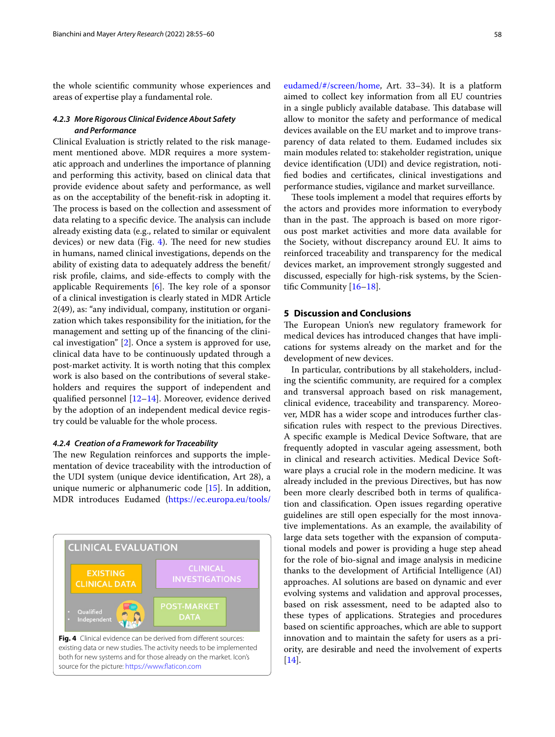the whole scientific community whose experiences and areas of expertise play a fundamental role.

#### 4.2.3 More Rigorous Clinical Evidence About Safety and Performance

Clinical Evaluation is strictly related to the risk management mentioned above. MDR requires a more systematic approach and underlines the importance of planning and performing this activity, based on clinical data that provide evidence about safety and performance, as well as on the acceptability of the benefit-risk in adopting it. The process is based on the collection and assessment of data relating to a specific device. The analysis can include already existing data (e.g., related to similar or equivalent devices) or new data (Fig. 4). The need for new studies in humans, named clinical investigations, depends on the ability of existing data to adequately address the benefit/risk profile, claims, and side-effects to comply with the applicable Requirements [6]. The key role of a sponsor of a clinical investigation is clearly stated in MDR Article 2(49), as: "any individual, company, institution or organization which takes responsibility for the initiation, for the management and setting up of the financing of the clinical investigation" [2]. Once a system is approved for use, clinical data have to be continuously updated through a post-market activity. It is worth noting that this complex work is also based on the contributions of several stakeholders and requires the support of independent and qualified personnel [12–14]. Moreover, evidence derived by the adoption of an independent medical device registry could be valuable for the whole process.

#### 4.2.4 Creation of a Framework for Traceability

The new Regulation reinforces and supports the implementation of device traceability with the introduction of the UDI system (unique device identification, Art 28), a unique numeric or alphanumeric code [15]. In addition, MDR introduces Eudamed (https://ec.europa.eu/tools/eudamed/#/screen/home, Art. 33–34). It is a platform aimed to collect key information from all EU countries in a single publicly available database. This database will allow to monitor the safety and performance of medical devices available on the EU market and to improve transparency of data related to them. Eudamed includes six main modules related to: stakeholder registration, unique device identification (UDI) and device registration, notified bodies and certificates, clinical investigations and performance studies, vigilance and market surveillance.

These tools implement a model that requires efforts by the actors and provides more information to everybody than in the past. The approach is based on more rigorous post market activities and more data available for the Society, without discrepancy around EU. It aims to reinforced traceability and transparency for the medical devices market, an improvement strongly suggested and discussed, especially for high-risk systems, by the Scientific Community [16–18].

CLINICAL EVALUATION

EXISTING CLINICAL DATA

CLINICAL INVESTIGATIONS

- Qualified
- Independent

POST-MARKET DATA

**Fig. 4** Clinical evidence can be derived from different sources: existing data or new studies. The activity needs to be implemented both for new systems and for those already on the market. Icon's source for the picture: https://www.flaticon.com

## 5 Discussion and Conclusions

The European Union's new regulatory framework for medical devices has introduced changes that have implications for systems already on the market and for the development of new devices.

In particular, contributions by all stakeholders, including the scientific community, are required for a complex and transversal approach based on risk management, clinical evidence, traceability and transparency. Moreover, MDR has a wider scope and introduces further classification rules with respect to the previous Directives. A specific example is Medical Device Software, that are frequently adopted in vascular ageing assessment, both in clinical and research activities. Medical Device Software plays a crucial role in the modern medicine. It was already included in the previous Directives, but has now been more clearly described both in terms of qualification and classification. Open issues regarding operative guidelines are still open especially for the most innovative implementations. As an example, the availability of large data sets together with the expansion of computational models and power is providing a huge step ahead for the role of bio-signal and image analysis in medicine thanks to the development of Artificial Intelligence (AI) approaches. AI solutions are based on dynamic and ever evolving systems and validation and approval processes, based on risk assessment, need to be adapted also to these types of applications. Strategies and procedures based on scientific approaches, which are able to support innovation and to maintain the safety for users as a priority, are desirable and need the involvement of experts [14].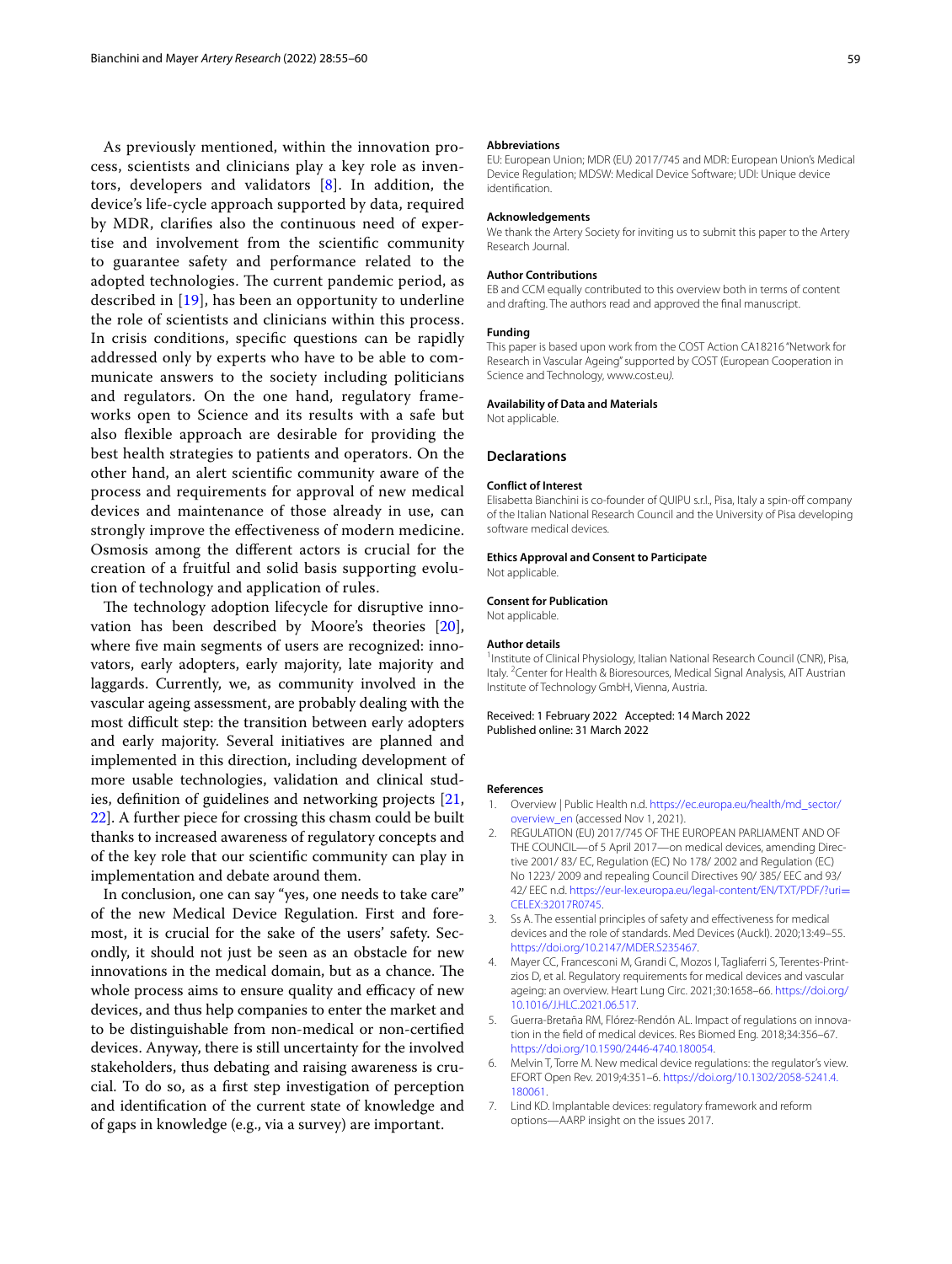As previously mentioned, within the innovation process, scientists and clinicians play a key role as inventors, developers and validators [8]. In addition, the device's life-cycle approach supported by data, required by MDR, clarifies also the continuous need of expertise and involvement from the scientific community to guarantee safety and performance related to the adopted technologies. The current pandemic period, as described in [19], has been an opportunity to underline the role of scientists and clinicians within this process. In crisis conditions, specific questions can be rapidly addressed only by experts who have to be able to communicate answers to the society including politicians and regulators. On the one hand, regulatory frameworks open to Science and its results with a safe but also flexible approach are desirable for providing the best health strategies to patients and operators. On the other hand, an alert scientific community aware of the process and requirements for approval of new medical devices and maintenance of those already in use, can strongly improve the effectiveness of modern medicine. Osmosis among the different actors is crucial for the creation of a fruitful and solid basis supporting evolution of technology and application of rules.

The technology adoption lifecycle for disruptive innovation has been described by Moore's theories [20], where five main segments of users are recognized: innovators, early adopters, early majority, late majority and laggards. Currently, we, as community involved in the vascular ageing assessment, are probably dealing with the most difficult step: the transition between early adopters and early majority. Several initiatives are planned and implemented in this direction, including development of more usable technologies, validation and clinical studies, definition of guidelines and networking projects [21, 22]. A further piece for crossing this chasm could be built thanks to increased awareness of regulatory concepts and of the key role that our scientific community can play in implementation and debate around them.

In conclusion, one can say "yes, one needs to take care" of the new Medical Device Regulation. First and foremost, it is crucial for the sake of the users' safety. Secondly, it should not just be seen as an obstacle for new innovations in the medical domain, but as a chance. The whole process aims to ensure quality and efficacy of new devices, and thus help companies to enter the market and to be distinguishable from non-medical or non-certified devices. Anyway, there is still uncertainty for the involved stakeholders, thus debating and raising awareness is crucial. To do so, as a first step investigation of perception and identification of the current state of knowledge and of gaps in knowledge (e.g., via a survey) are important.

#### Abbreviations

EU: European Union; MDR (EU) 2017/745 and MDR: European Union's Medical Device Regulation; MDSW: Medical Device Software; UDI: Unique device identification.

#### Acknowledgements

We thank the Artery Society for inviting us to submit this paper to the Artery Research Journal.

#### Author Contributions

EB and CCM equally contributed to this overview both in terms of content and drafting. The authors read and approved the final manuscript.

#### Funding

This paper is based upon work from the COST Action CA18216 "Network for Research in Vascular Ageing" supported by COST (European Cooperation in Science and Technology, www.cost.eu).

#### Availability of Data and Materials

Not applicable.

### Declarations

#### Conflict of Interest

Elisabetta Bianchini is co-founder of QUIPU s.r.l., Pisa, Italy a spin-off company of the Italian National Research Council and the University of Pisa developing software medical devices.

#### Ethics Approval and Consent to Participate

Not applicable.

#### Consent for Publication

Not applicable.

#### Author details

[1] Institute of Clinical Physiology, Italian National Research Council (CNR), Pisa, Italy. [2] Center for Health & Bioresources, Medical Signal Analysis, AIT Austrian Institute of Technology GmbH, Vienna, Austria.

Received: 1 February 2022 Accepted: 14 March 2022
Published online: 31 March 2022

#### References

1. Overview | Public Health n.d. https://ec.europa.eu/health/md_sector/overview_en (accessed Nov 1, 2021).
2. REGULATION (EU) 2017/745 OF THE EUROPEAN PARLIAMENT AND OF THE COUNCIL—of 5 April 2017—on medical devices, amending Directive 2001/ 83/ EC, Regulation (EC) No 178/ 2002 and Regulation (EC) No 1223/ 2009 and repealing Council Directives 90/ 385/ EEC and 93/ 42/ EEC n.d. https://eur-lex.europa.eu/legal-content/EN/TXT/PDF/?uri=CELEX:32017R0745.
3. Ss A. The essential principles of safety and effectiveness for medical devices and the role of standards. Med Devices (Auckl). 2020;13:49–55. https://doi.org/10.2147/MDER.S235467.
4. Mayer CC, Francesconi M, Grandi C, Mozos I, Tagliaferri S, Terentes-Printzios D, et al. Regulatory requirements for medical devices and vascular ageing: an overview. Heart Lung Circ. 2021;30:1658–66. https://doi.org/10.1016/J.HLC.2021.06.517.
5. Guerra-Bretaña RM, Flórez-Rendón AL. Impact of regulations on innovation in the field of medical devices. Res Biomed Eng. 2018;34:356–67. https://doi.org/10.1590/2446-4740.180054.
6. Melvin T, Torre M. New medical device regulations: the regulator's view. EFORT Open Rev. 2019;4:351–6. https://doi.org/10.1302/2058-5241.4.180061.
7. Lind KD. Implantable devices: regulatory framework and reform options—AARP insight on the issues 2017.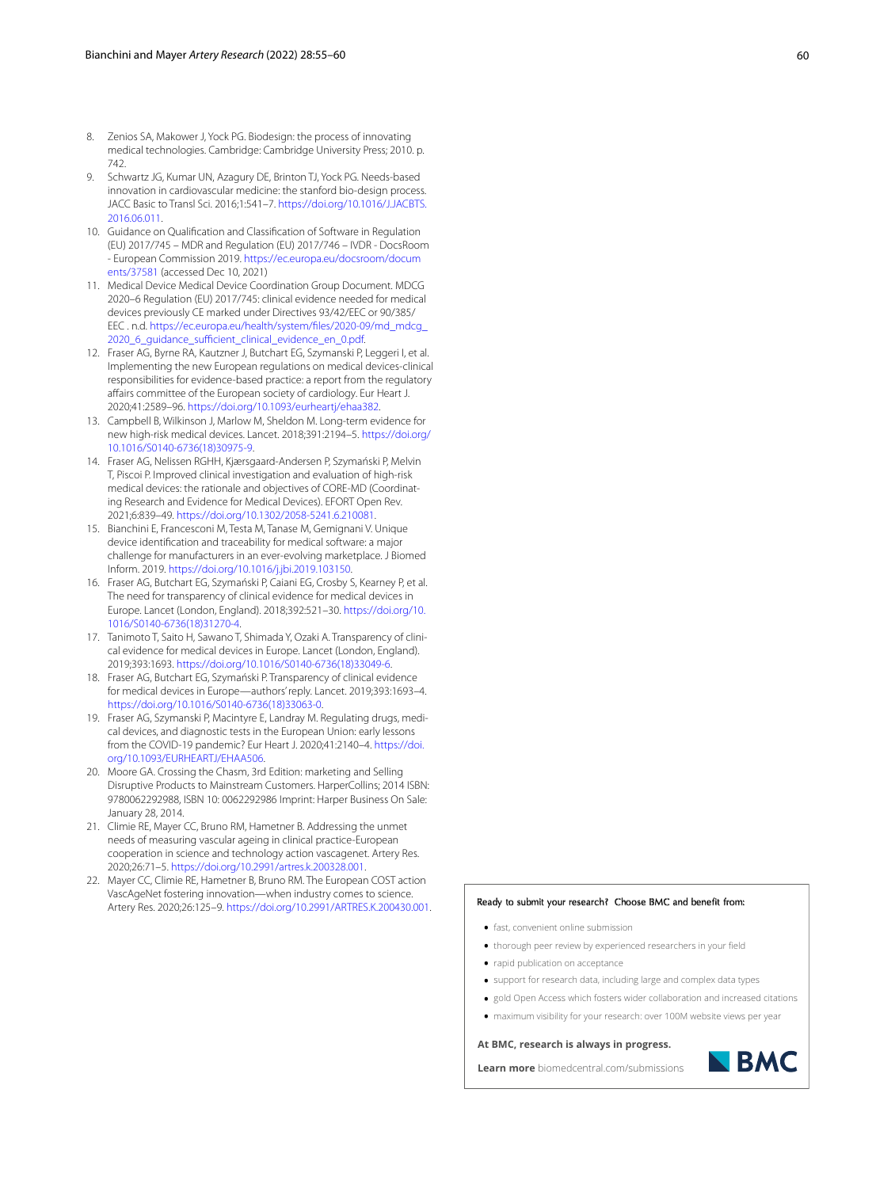8. Zenios SA, Makower J, Yock PG. Biodesign: the process of innovating medical technologies. Cambridge: Cambridge University Press; 2010. p. 742.
9. Schwartz JG, Kumar UN, Azagury DE, Brinton TJ, Yock PG. Needs-based innovation in cardiovascular medicine: the stanford bio-design process. JACC Basic to Transl Sci. 2016;1:541–7. https://doi.org/10.1016/J.JACBTS.2016.06.011.
10. Guidance on Qualification and Classification of Software in Regulation (EU) 2017/745 – MDR and Regulation (EU) 2017/746 – IVDR - DocsRoom - European Commission 2019. https://ec.europa.eu/docsroom/documents/37581 (accessed Dec 10, 2021)
11. Medical Device Medical Device Coordination Group Document. MDCG 2020–6 Regulation (EU) 2017/745: clinical evidence needed for medical devices previously CE marked under Directives 93/42/EEC or 90/385/EEC . n.d. https://ec.europa.eu/health/system/files/2020-09/md_mdcg_2020_6_guidance_sufficient_clinical_evidence_en_0.pdf.
12. Fraser AG, Byrne RA, Kautzner J, Butchart EG, Szymanski P, Leggeri I, et al. Implementing the new European regulations on medical devices-clinical responsibilities for evidence-based practice: a report from the regulatory affairs committee of the European society of cardiology. Eur Heart J. 2020;41:2589–96. https://doi.org/10.1093/eurheartj/ehaa382.
13. Campbell B, Wilkinson J, Marlow M, Sheldon M. Long-term evidence for new high-risk medical devices. Lancet. 2018;391:2194–5. https://doi.org/10.1016/S0140-6736(18)30975-9.
14. Fraser AG, Nelissen RGHH, Kjærsgaard-Andersen P, Szymański P, Melvin T, Piscoi P. Improved clinical investigation and evaluation of high-risk medical devices: the rationale and objectives of CORE-MD (Coordinating Research and Evidence for Medical Devices). EFORT Open Rev. 2021;6:839–49. https://doi.org/10.1302/2058-5241.6.210081.
15. Bianchini E, Francesconi M, Testa M, Tanase M, Gemignani V. Unique device identification and traceability for medical software: a major challenge for manufacturers in an ever-evolving marketplace. J Biomed Inform. 2019. https://doi.org/10.1016/j.jbi.2019.103150.
16. Fraser AG, Butchart EG, Szymański P, Caiani EG, Crosby S, Kearney P, et al. The need for transparency of clinical evidence for medical devices in Europe. Lancet (London, England). 2018;392:521–30. https://doi.org/10.1016/S0140-6736(18)31270-4.
17. Tanimoto T, Saito H, Sawano T, Shimada Y, Ozaki A. Transparency of clinical evidence for medical devices in Europe. Lancet (London, England). 2019;393:1693. https://doi.org/10.1016/S0140-6736(18)33049-6.
18. Fraser AG, Butchart EG, Szymański P. Transparency of clinical evidence for medical devices in Europe—authors' reply. Lancet. 2019;393:1693–4. https://doi.org/10.1016/S0140-6736(18)33063-0.
19. Fraser AG, Szymanski P, Macintyre E, Landray M. Regulating drugs, medical devices, and diagnostic tests in the European Union: early lessons from the COVID-19 pandemic? Eur Heart J. 2020;41:2140–4. https://doi.org/10.1093/EURHEARTJ/EHAA506.
20. Moore GA. Crossing the Chasm, 3rd Edition: marketing and Selling Disruptive Products to Mainstream Customers. HarperCollins; 2014 ISBN: 9780062292988, ISBN 10: 0062292986 Imprint: Harper Business On Sale: January 28, 2014.
21. Climie RE, Mayer CC, Bruno RM, Hametner B. Addressing the unmet needs of measuring vascular ageing in clinical practice-European cooperation in science and technology action vascagenet. Artery Res. 2020;26:71–5. https://doi.org/10.2991/artres.k.200328.001.
22. Mayer CC, Climie RE, Hametner B, Bruno RM. The European COST action VascAgeNet fostering innovation—when industry comes to science. Artery Res. 2020;26:125–9. https://doi.org/10.2991/ARTRES.K.200430.001.

Ready to submit your research? Choose BMC and benefit from:

- fast, convenient online submission
- thorough peer review by experienced researchers in your field
- rapid publication on acceptance
- support for research data, including large and complex data types
- gold Open Access which fosters wider collaboration and increased citations
- maximum visibility for your research: over 100M website views per year

**At BMC, research is always in progress.**

**Learn more** biomedcentral.com/submissions

BMC